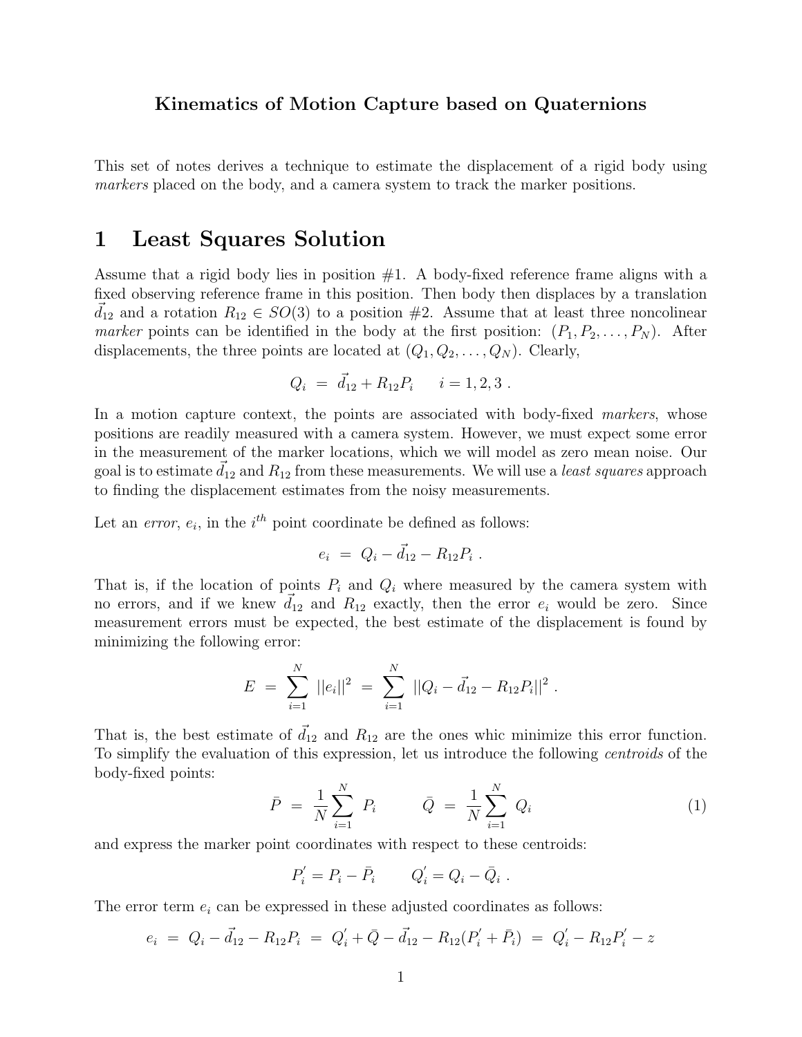**Kinematics of Motion Capture based on Quaternions**

This set of notes derives a technique to estimate the displacement of a rigid body using *markers* placed on the body, and a camera system to track the marker positions.

# 1 Least Squares Solution

Assume that a rigid body lies in position #1. A body-fixed reference frame aligns with a fixed observing reference frame in this position. Then body then displaces by a translation $\vec{d}_{12}$ and a rotation $R_{12} \in SO(3)$ to a position #2. Assume that at least three noncolinear *marker* points can be identified in the body at the first position: $(P_1, P_2, \ldots, P_N)$. After displacements, the three points are located at $(Q_1, Q_2, \ldots, Q_N)$. Clearly,

$$Q_i \;=\; \vec{d}_{12} + R_{12}P_i \qquad i = 1, 2, 3\ .$$

In a motion capture context, the points are associated with body-fixed *markers*, whose positions are readily measured with a camera system. However, we must expect some error in the measurement of the marker locations, which we will model as zero mean noise. Our goal is to estimate $\vec{d}_{12}$ and $R_{12}$ from these measurements. We will use a *least squares* approach to finding the displacement estimates from the noisy measurements.

Let an *error*, $e_i$, in the $i^{th}$ point coordinate be defined as follows:

$$e_i \;=\; Q_i - \vec{d}_{12} - R_{12}P_i\ .$$

That is, if the location of points $P_i$ and $Q_i$ where measured by the camera system with no errors, and if we knew $\vec{d}_{12}$ and $R_{12}$ exactly, then the error $e_i$ would be zero. Since measurement errors must be expected, the best estimate of the displacement is found by minimizing the following error:

$$E \;=\; \sum_{i=1}^{N} ||e_i||^2 \;=\; \sum_{i=1}^{N} ||Q_i - \vec{d}_{12} - R_{12}P_i||^2\ .$$

That is, the best estimate of $\vec{d}_{12}$ and $R_{12}$ are the ones whic minimize this error function. To simplify the evaluation of this expression, let us introduce the following *centroids* of the body-fixed points:

$$\bar{P} \;=\; \frac{1}{N}\sum_{i=1}^{N} P_i \qquad\qquad \bar{Q} \;=\; \frac{1}{N}\sum_{i=1}^{N} Q_i \tag{1}$$

and express the marker point coordinates with respect to these centroids:

$$P_i^{'} = P_i - \bar{P}_i \qquad Q_i^{'} = Q_i - \bar{Q}_i\ .$$

The error term $e_i$ can be expressed in these adjusted coordinates as follows:

$$e_i \;=\; Q_i - \vec{d}_{12} - R_{12}P_i \;=\; Q_i^{'} + \bar{Q} - \vec{d}_{12} - R_{12}(P_i^{'} + \bar{P}_i) \;=\; Q_i^{'} - R_{12}P_i^{'} - z$$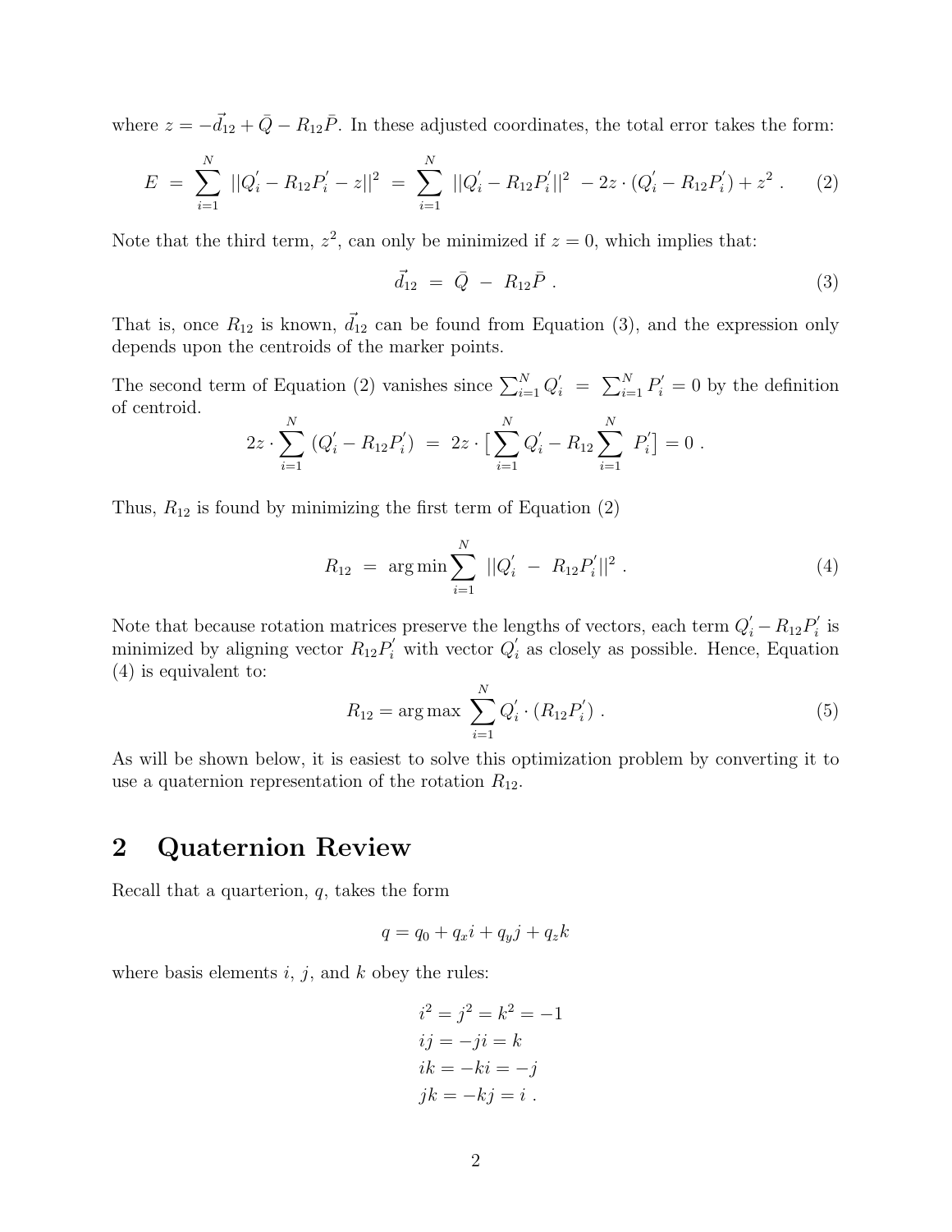where $z = -\vec{d}_{12} + \bar{Q} - R_{12}\bar{P}$. In these adjusted coordinates, the total error takes the form:

$$E \; = \; \sum_{i=1}^{N} \; ||Q_i^{'} - R_{12}P_i^{'} - z||^2 \; = \; \sum_{i=1}^{N} \; ||Q_i^{'} - R_{12}P_i^{'}||^2 \; - 2z \cdot (Q_i^{'} - R_{12}P_i^{'}) + z^2 \; . \tag{2}$$

Note that the third term, $z^2$, can only be minimized if $z = 0$, which implies that:

$$\vec{d}_{12} \; = \; \bar{Q} \; - \; R_{12}\bar{P} \; . \tag{3}$$

That is, once $R_{12}$ is known, $\vec{d}_{12}$ can be found from Equation (3), and the expression only depends upon the centroids of the marker points.

The second term of Equation (2) vanishes since $\sum_{i=1}^{N} Q_i^{'} \; = \; \sum_{i=1}^{N} P_i^{'} = 0$ by the definition of centroid.

$$2z \cdot \sum_{i=1}^{N} \; (Q_i^{'} - R_{12}P_i^{'}) \; = \; 2z \cdot \big[ \sum_{i=1}^{N} Q_i^{'} - R_{12} \sum_{i=1}^{N} \; P_i^{'} \big] = 0 \; .$$

Thus, $R_{12}$ is found by minimizing the first term of Equation (2)

$$R_{12} \; = \; \arg\min \sum_{i=1}^{N} \; ||Q_i^{'} \; - \; R_{12}P_i^{'}||^2 \; . \tag{4}$$

Note that because rotation matrices preserve the lengths of vectors, each term $Q_i^{'} - R_{12}P_i^{'}$ is minimized by aligning vector $R_{12}P_i^{'}$ with vector $Q_i^{'}$ as closely as possible. Hence, Equation (4) is equivalent to:

$$R_{12} = \arg\max \; \sum_{i=1}^{N} Q_i^{'} \cdot (R_{12}P_i^{'}) \; . \tag{5}$$

As will be shown below, it is easiest to solve this optimization problem by converting it to use a quaternion representation of the rotation $R_{12}$.

# 2 Quaternion Review

Recall that a quarterion, $q$, takes the form

$$q = q_0 + q_x i + q_y j + q_z k$$

where basis elements $i$, $j$, and $k$ obey the rules:

$$\begin{aligned} i^2 &= j^2 = k^2 = -1 \\ ij &= -ji = k \\ ik &= -ki = -j \\ jk &= -kj = i \; . \end{aligned}$$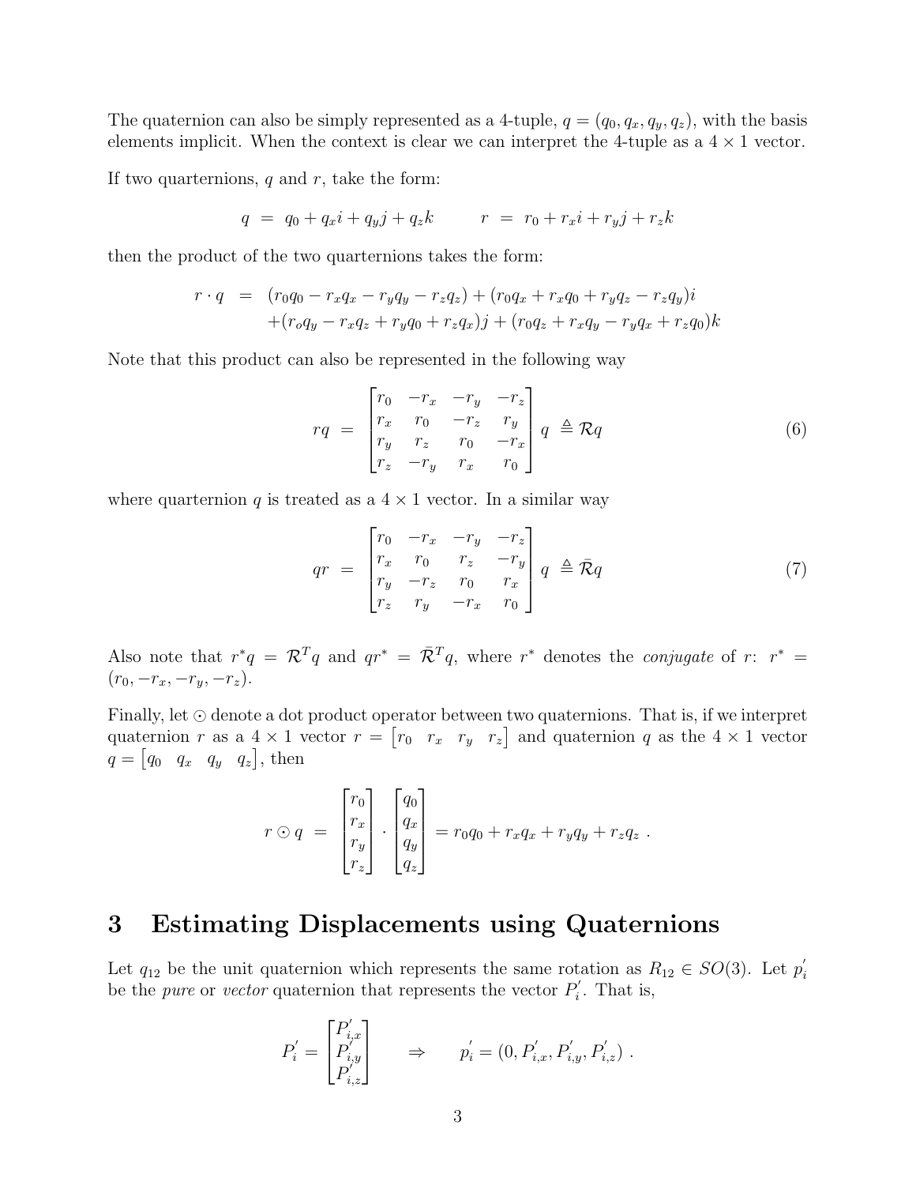The quaternion can also be simply represented as a 4-tuple, $q = (q_0, q_x, q_y, q_z)$, with the basis elements implicit. When the context is clear we can interpret the 4-tuple as a $4 \times 1$ vector.

If two quarternions, $q$ and $r$, take the form:

$$q = q_0 + q_x i + q_y j + q_z k \qquad r = r_0 + r_x i + r_y j + r_z k$$

then the product of the two quarternions takes the form:

$$\begin{aligned} r \cdot q &= (r_0 q_0 - r_x q_x - r_y q_y - r_z q_z) + (r_0 q_x + r_x q_0 + r_y q_z - r_z q_y)i \\ &+ (r_o q_y - r_x q_z + r_y q_0 + r_z q_x)j + (r_0 q_z + r_x q_y - r_y q_x + r_z q_0)k \end{aligned}$$

Note that this product can also be represented in the following way

$$rq = \begin{bmatrix} r_0 & -r_x & -r_y & -r_z \\ r_x & r_0 & -r_z & r_y \\ r_y & r_z & r_0 & -r_x \\ r_z & -r_y & r_x & r_0 \end{bmatrix} q \triangleq \mathcal{R} q \tag{6}$$

where quarternion $q$ is treated as a $4 \times 1$ vector. In a similar way

$$qr = \begin{bmatrix} r_0 & -r_x & -r_y & -r_z \\ r_x & r_0 & r_z & -r_y \\ r_y & -r_z & r_0 & r_x \\ r_z & r_y & -r_x & r_0 \end{bmatrix} q \triangleq \bar{\mathcal{R}} q \tag{7}$$

Also note that $r^* q = \mathcal{R}^T q$ and $qr^* = \bar{\mathcal{R}}^T q$, where $r^*$ denotes the *conjugate* of $r$: $r^* = (r_0, -r_x, -r_y, -r_z)$.

Finally, let $\odot$ denote a dot product operator between two quaternions. That is, if we interpret quarternion $r$ as a $4 \times 1$ vector $r = \begin{bmatrix} r_0 & r_x & r_y & r_z \end{bmatrix}$ and quarternion $q$ as the $4 \times 1$ vector $q = \begin{bmatrix} q_0 & q_x & q_y & q_z \end{bmatrix}$, then

$$r \odot q = \begin{bmatrix} r_0 \\ r_x \\ r_y \\ r_z \end{bmatrix} \cdot \begin{bmatrix} q_0 \\ q_x \\ q_y \\ q_z \end{bmatrix} = r_0 q_0 + r_x q_x + r_y q_y + r_z q_z \ .$$

# 3 Estimating Displacements using Quaternions

Let $q_{12}$ be the unit quaternion which represents the same rotation as $R_{12} \in SO(3)$. Let $p_i^{'}$ be the *pure* or *vector* quaternion that represents the vector $P_i^{'}$. That is,

$$P_i^{'} = \begin{bmatrix} P_{i,x}^{'} \\ P_{i,y}^{'} \\ P_{i,z}^{'} \end{bmatrix} \qquad \Rightarrow \qquad p_i^{'} = (0, P_{i,x}^{'}, P_{i,y}^{'}, P_{i,z}^{'}) \ .$$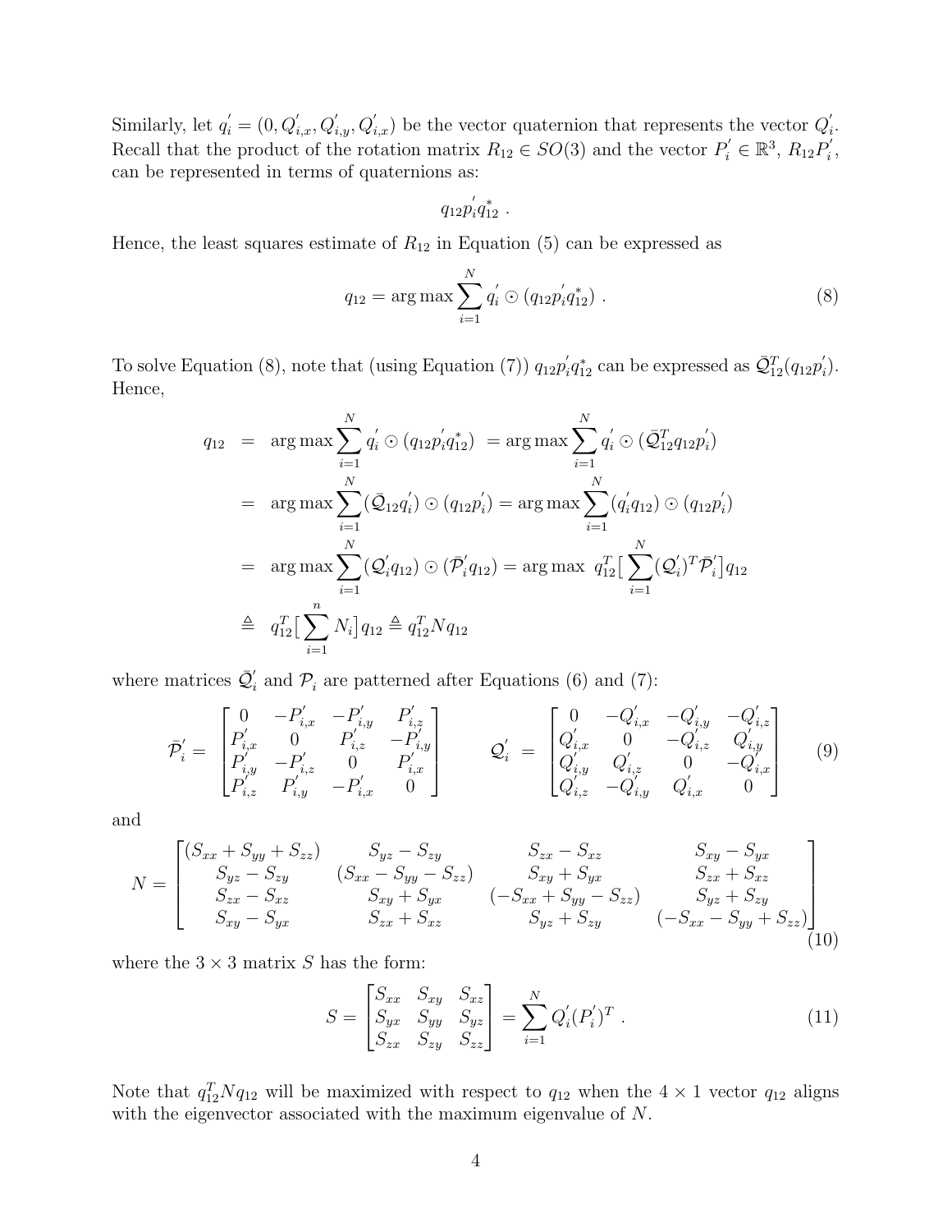Similarly, let $q_i^{'} = (0, Q_{i,x}^{'}, Q_{i,y}^{'}, Q_{i,x}^{'})$ be the vector quaternion that represents the vector $Q_i^{'}$. Recall that the product of the rotation matrix $R_{12} \in SO(3)$ and the vector $P_i^{'} \in \mathbb{R}^3$, $R_{12}P_i^{'}$, can be represented in terms of quaternions as:

$$q_{12} p_i^{'} q_{12}^{*} \ .$$

Hence, the least squares estimate of $R_{12}$ in Equation (5) can be expressed as

$$q_{12} = \arg\max \sum_{i=1}^{N} q_i^{'} \odot (q_{12} p_i^{'} q_{12}^{*}) \ . \tag{8}$$

To solve Equation (8), note that (using Equation (7)) $q_{12} p_i^{'} q_{12}^{*}$ can be expressed as $\bar{\mathcal{Q}}_{12}^{T}(q_{12} p_i^{'})$. Hence,

$$\begin{aligned}
q_{12} &= \arg\max \sum_{i=1}^{N} q_i^{'} \odot (q_{12} p_i^{'} q_{12}^{*}) \ = \arg\max \sum_{i=1}^{N} q_i^{'} \odot (\bar{\mathcal{Q}}_{12}^{T} q_{12} p_i^{'}) \\
&= \arg\max \sum_{i=1}^{N} (\bar{\mathcal{Q}}_{12} q_i^{'}) \odot (q_{12} p_i^{'}) = \arg\max \sum_{i=1}^{N} (q_i^{'} q_{12}) \odot (q_{12} p_i^{'}) \\
&= \arg\max \sum_{i=1}^{N} (\mathcal{Q}_i^{'} q_{12}) \odot (\bar{\mathcal{P}}_i^{'} q_{12}) = \arg\max \ q_{12}^{T} \big[ \sum_{i=1}^{N} (\mathcal{Q}_i^{'})^{T} \bar{\mathcal{P}}_i^{'} \big] q_{12} \\
&\triangleq \ q_{12}^{T} \big[ \sum_{i=1}^{n} N_i \big] q_{12} \triangleq q_{12}^{T} N q_{12}
\end{aligned}$$

where matrices $\bar{\mathcal{Q}}_i^{'}$ and $\mathcal{P}_i$ are patterned after Equations (6) and (7):

$$\bar{\mathcal{P}}_i^{'} = \begin{bmatrix} 0 & -P_{i,x}^{'} & -P_{i,y}^{'} & P_{i,z}^{'} \\ P_{i,x}^{'} & 0 & P_{i,z}^{'} & -P_{i,y}^{'} \\ P_{i,y}^{'} & -P_{i,z}^{'} & 0 & P_{i,x}^{'} \\ P_{i,z}^{'} & P_{i,y}^{'} & -P_{i,x}^{'} & 0 \end{bmatrix} \qquad \mathcal{Q}_i^{'} \ = \begin{bmatrix} 0 & -Q_{i,x}^{'} & -Q_{i,y}^{'} & -Q_{i,z}^{'} \\ Q_{i,x}^{'} & 0 & -Q_{i,z}^{'} & Q_{i,y}^{'} \\ Q_{i,y}^{'} & Q_{i,z}^{'} & 0 & -Q_{i,x}^{'} \\ Q_{i,z}^{'} & -Q_{i,y}^{'} & Q_{i,x}^{'} & 0 \end{bmatrix} \tag{9}$$

and

$$N = \begin{bmatrix} (S_{xx} + S_{yy} + S_{zz}) & S_{yz} - S_{zy} & S_{zx} - S_{xz} & S_{xy} - S_{yx} \\ S_{yz} - S_{zy} & (S_{xx} - S_{yy} - S_{zz}) & S_{xy} + S_{yx} & S_{zx} + S_{xz} \\ S_{zx} - S_{xz} & S_{xy} + S_{yx} & (-S_{xx} + S_{yy} - S_{zz}) & S_{yz} + S_{zy} \\ S_{xy} - S_{yx} & S_{zx} + S_{xz} & S_{yz} + S_{zy} & (-S_{xx} - S_{yy} + S_{zz}) \end{bmatrix} \tag{10}$$

where the $3 \times 3$ matrix $S$ has the form:

$$S = \begin{bmatrix} S_{xx} & S_{xy} & S_{xz} \\ S_{yx} & S_{yy} & S_{yz} \\ S_{zx} & S_{zy} & S_{zz} \end{bmatrix} = \sum_{i=1}^{N} Q_i^{'} (P_i^{'})^{T} \ . \tag{11}$$

Note that $q_{12}^{T} N q_{12}$ will be maximized with respect to $q_{12}$ when the $4 \times 1$ vector $q_{12}$ aligns with the eigenvector associated with the maximum eigenvalue of $N$.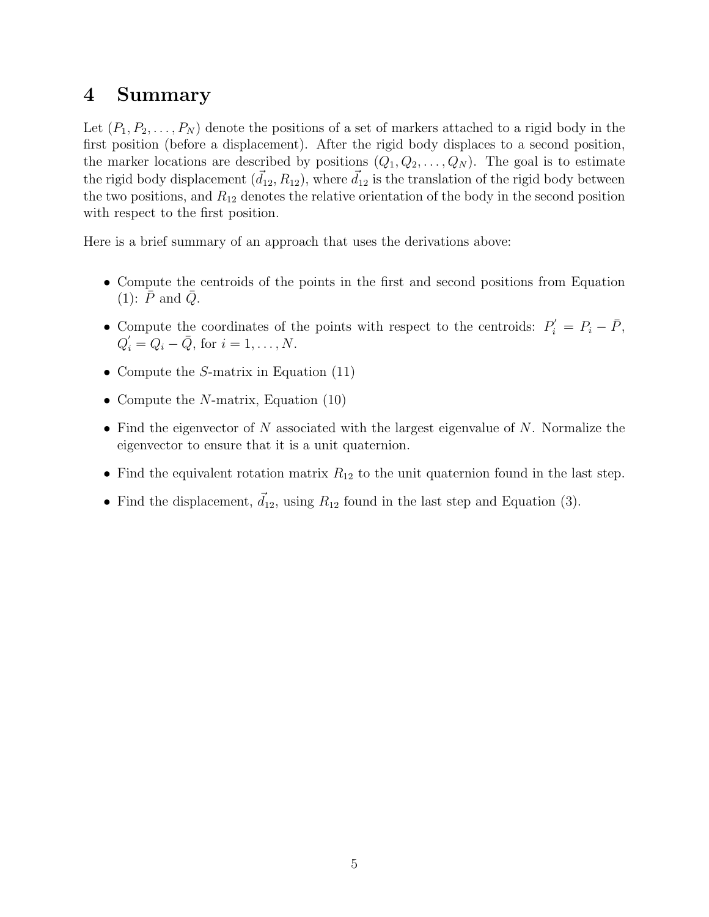# 4 Summary

Let $(P_1, P_2, \ldots, P_N)$ denote the positions of a set of markers attached to a rigid body in the first position (before a displacement). After the rigid body displaces to a second position, the marker locations are described by positions $(Q_1, Q_2, \ldots, Q_N)$. The goal is to estimate the rigid body displacement $(\vec{d}_{12}, R_{12})$, where $\vec{d}_{12}$ is the translation of the rigid body between the two positions, and $R_{12}$ denotes the relative orientation of the body in the second position with respect to the first position.

Here is a brief summary of an approach that uses the derivations above:

- Compute the centroids of the points in the first and second positions from Equation (1): $\bar{P}$ and $\bar{Q}$.
- Compute the coordinates of the points with respect to the centroids: $P_i^{'} = P_i - \bar{P}$, $Q_i^{'} = Q_i - \bar{Q}$, for $i = 1, \ldots, N$.
- Compute the $S$-matrix in Equation (11)
- Compute the $N$-matrix, Equation (10)
- Find the eigenvector of $N$ associated with the largest eigenvalue of $N$. Normalize the eigenvector to ensure that it is a unit quaternion.
- Find the equivalent rotation matrix $R_{12}$ to the unit quaternion found in the last step.
- Find the displacement, $\vec{d}_{12}$, using $R_{12}$ found in the last step and Equation (3).